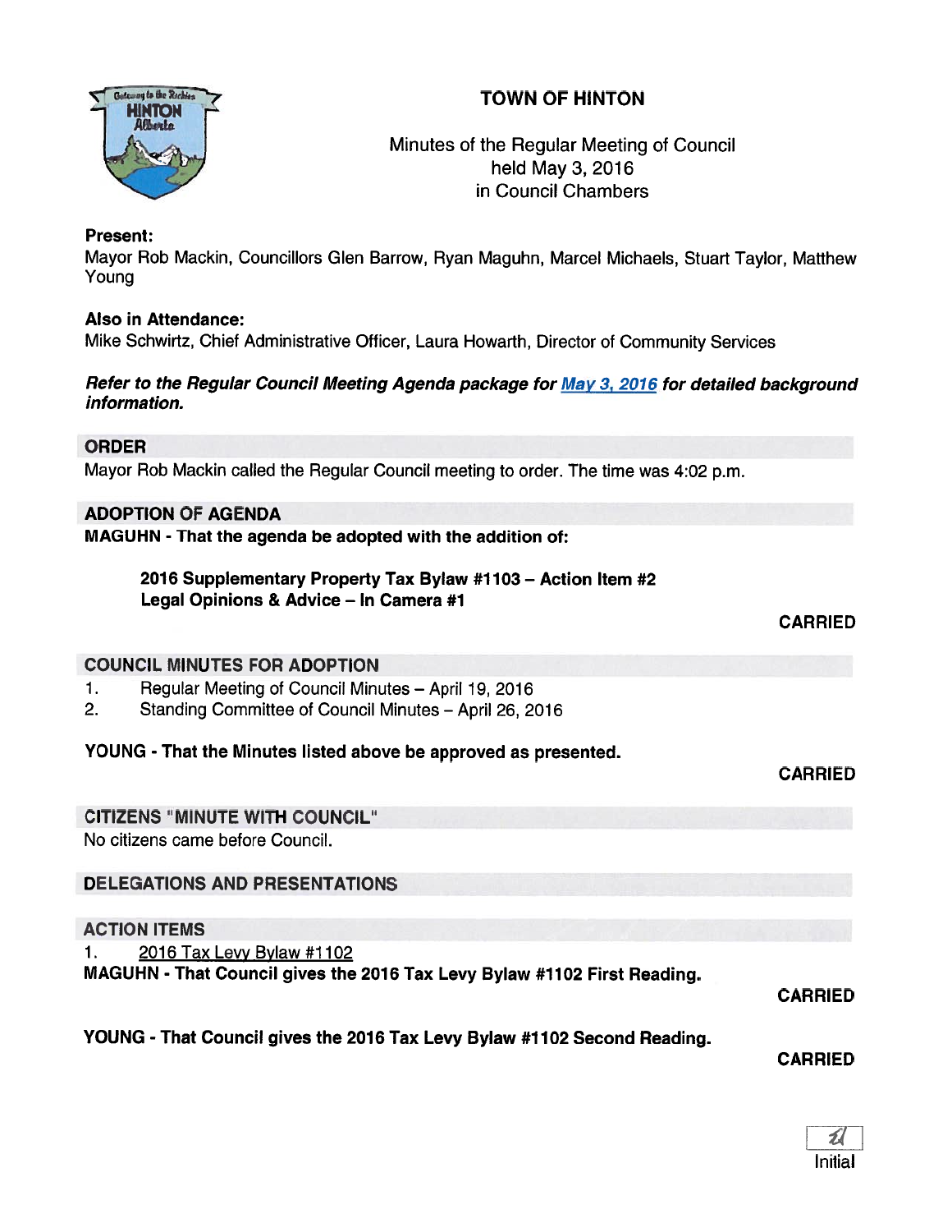# TOWN OF HINTON

Minutes of the Regular Meeting of Council
held May 3, 2016
in Council Chambers

**Present:**
Mayor Rob Mackin, Councillors Glen Barrow, Ryan Maguhn, Marcel Michaels, Stuart Taylor, Matthew Young

**Also in Attendance:**
Mike Schwirtz, Chief Administrative Officer, Laura Howarth, Director of Community Services

***Refer to the Regular Council Meeting Agenda package for May 3, 2016 for detailed background information.***

## ORDER

Mayor Rob Mackin called the Regular Council meeting to order. The time was 4:02 p.m.

## ADOPTION OF AGENDA

**MAGUHN - That the agenda be adopted with the addition of:**

**2016 Supplementary Property Tax Bylaw #1103 – Action Item #2**
**Legal Opinions & Advice – In Camera #1**

**CARRIED**

## COUNCIL MINUTES FOR ADOPTION

1. Regular Meeting of Council Minutes – April 19, 2016
2. Standing Committee of Council Minutes – April 26, 2016

**YOUNG - That the Minutes listed above be approved as presented.**

**CARRIED**

## CITIZENS "MINUTE WITH COUNCIL"

No citizens came before Council.

## DELEGATIONS AND PRESENTATIONS

## ACTION ITEMS

1. 2016 Tax Levy Bylaw #1102

**MAGUHN - That Council gives the 2016 Tax Levy Bylaw #1102 First Reading.**

**CARRIED**

**YOUNG - That Council gives the 2016 Tax Levy Bylaw #1102 Second Reading.**

**CARRIED**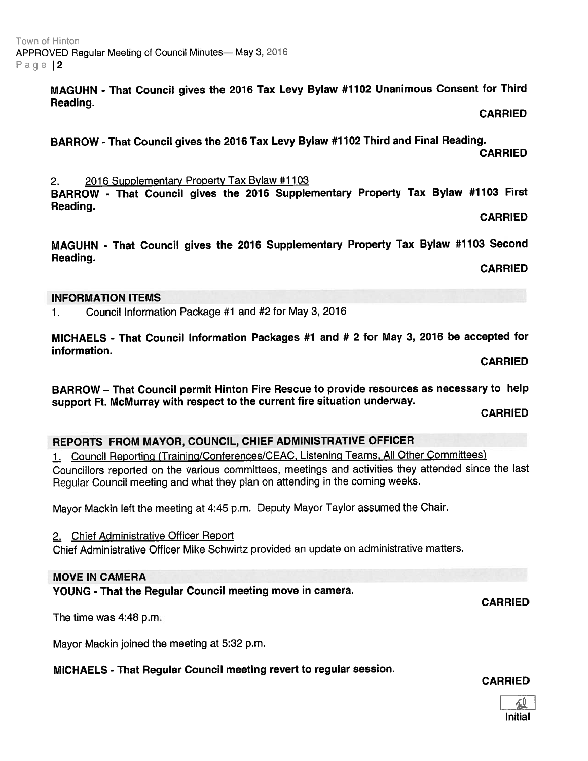**MAGUHN - That Council gives the 2016 Tax Levy Bylaw #1102 Unanimous Consent for Third Reading.**

**CARRIED**

**BARROW - That Council gives the 2016 Tax Levy Bylaw #1102 Third and Final Reading.**

**CARRIED**

2. 2016 Supplementary Property Tax Bylaw #1103

**BARROW - That Council gives the 2016 Supplementary Property Tax Bylaw #1103 First Reading.**

**CARRIED**

**MAGUHN - That Council gives the 2016 Supplementary Property Tax Bylaw #1103 Second Reading.**

**CARRIED**

## INFORMATION ITEMS

1. Council Information Package #1 and #2 for May 3, 2016

**MICHAELS - That Council Information Packages #1 and # 2 for May 3, 2016 be accepted for information.**

**CARRIED**

**BARROW – That Council permit Hinton Fire Rescue to provide resources as necessary to help support Ft. McMurray with respect to the current fire situation underway.**

**CARRIED**

## REPORTS FROM MAYOR, COUNCIL, CHIEF ADMINISTRATIVE OFFICER

1. Council Reporting (Training/Conferences/CEAC, Listening Teams, All Other Committees)

Councillors reported on the various committees, meetings and activities they attended since the last Regular Council meeting and what they plan on attending in the coming weeks.

Mayor Mackin left the meeting at 4:45 p.m. Deputy Mayor Taylor assumed the Chair.

2. Chief Administrative Officer Report

Chief Administrative Officer Mike Schwirtz provided an update on administrative matters.

## MOVE IN CAMERA

**YOUNG - That the Regular Council meeting move in camera.**

**CARRIED**

The time was 4:48 p.m.

Mayor Mackin joined the meeting at 5:32 p.m.

**MICHAELS - That Regular Council meeting revert to regular session.**

**CARRIED**

Initial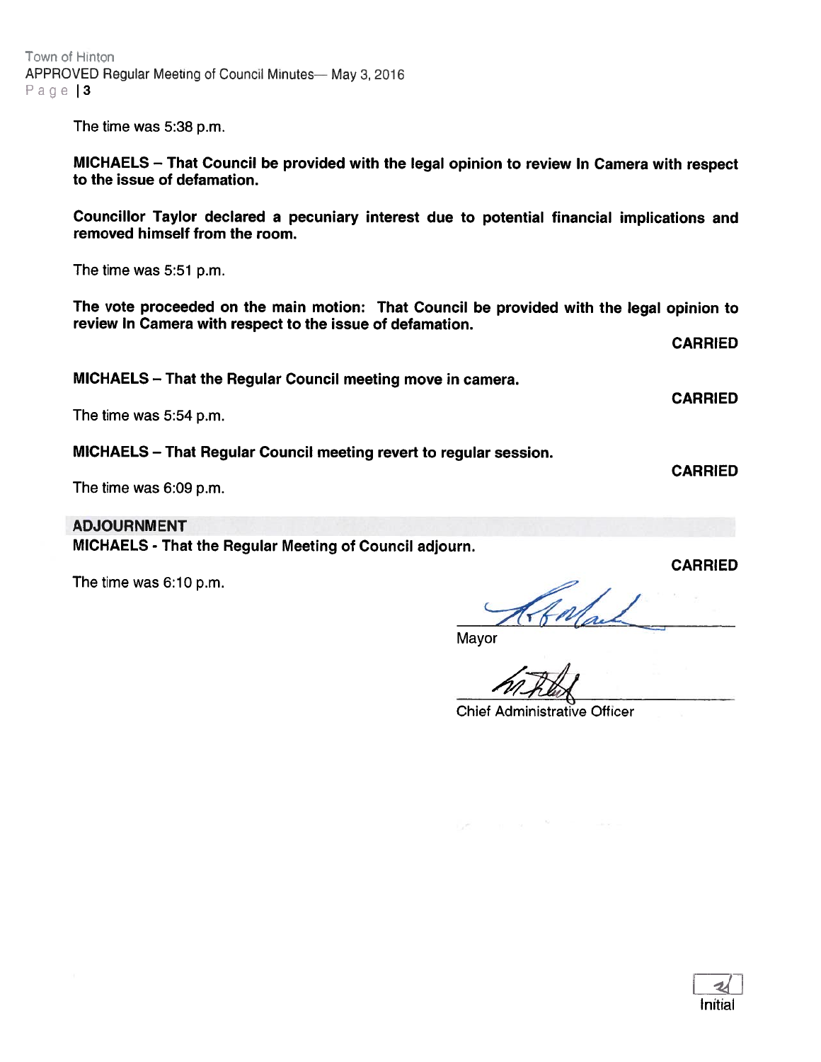The time was 5:38 p.m.

**MICHAELS – That Council be provided with the legal opinion to review In Camera with respect to the issue of defamation.**

**Councillor Taylor declared a pecuniary interest due to potential financial implications and removed himself from the room.**

The time was 5:51 p.m.

**The vote proceeded on the main motion: That Council be provided with the legal opinion to review In Camera with respect to the issue of defamation.**

**CARRIED**

**MICHAELS – That the Regular Council meeting move in camera.**

**CARRIED**

The time was 5:54 p.m.

**MICHAELS – That Regular Council meeting revert to regular session.**

**CARRIED**

The time was 6:09 p.m.

## ADJOURNMENT

**MICHAELS - That the Regular Meeting of Council adjourn.**

**CARRIED**

The time was 6:10 p.m.

Mayor

Chief Administrative Officer

Initial